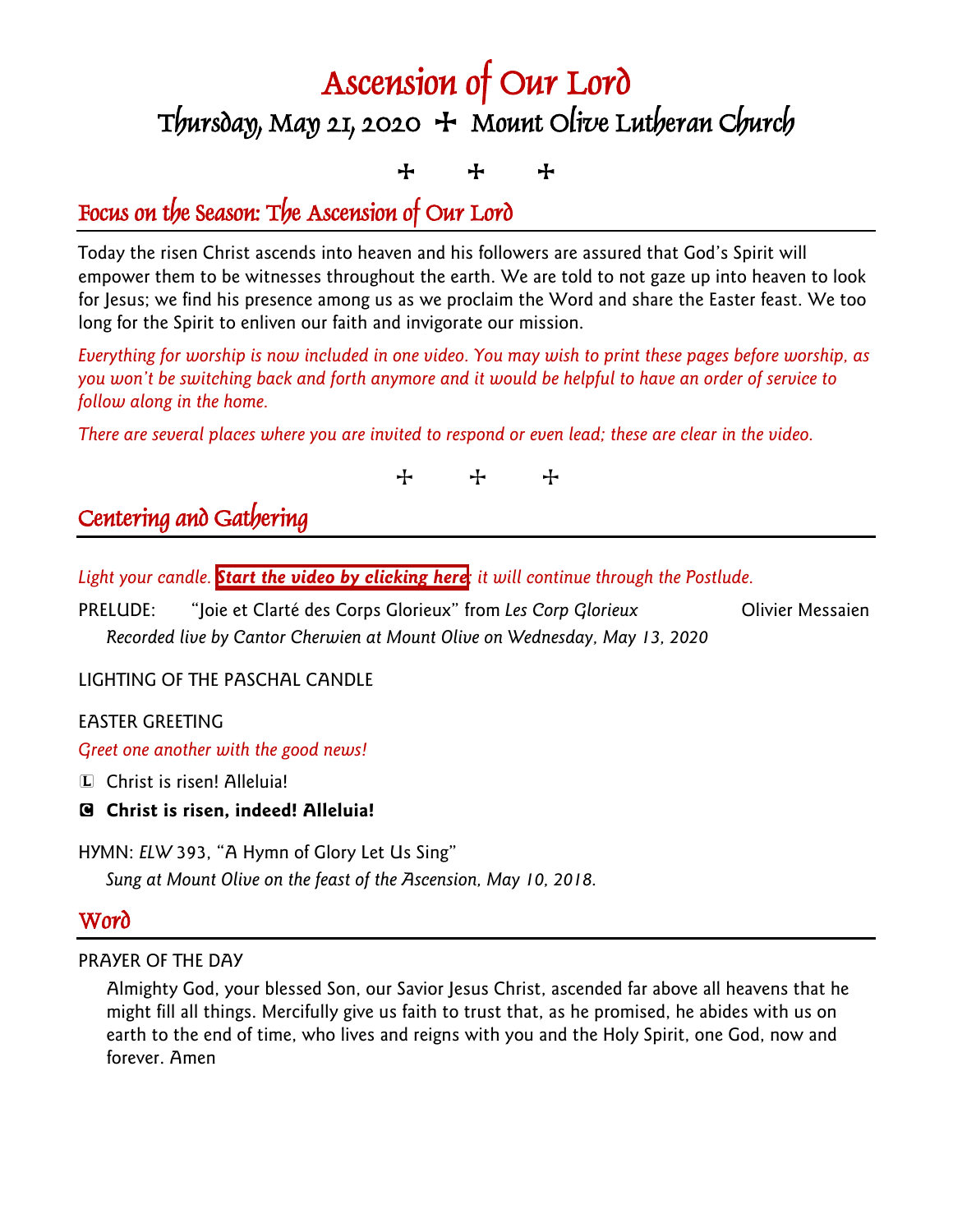# Ascension of Our Lord

## Thursday, May 21, 2020 ✠ Mount Olive Lutheran Church

✠ ✠ ✠

## Focus on the Season: The Ascension of Our Lord

Today the risen Christ ascends into heaven and his followers are assured that God's Spirit will empower them to be witnesses throughout the earth. We are told to not gaze up into heaven to look for Jesus; we find his presence among us as we proclaim the Word and share the Easter feast. We too long for the Spirit to enliven our faith and invigorate our mission.

*Everything for worship is now included in one video. You may wish to print these pages before worship, as you won't be switching back and forth anymore and it would be helpful to have an order of service to follow along in the home.*

*There are several places where you are invited to respond or even lead; these are clear in the video.*

✠ ✠ ✠

## Centering and Gathering

*Light your candle.* ***Start the video by clicking here****; it will continue through the Postlude.*

PRELUDE: "Joie et Clarté des Corps Glorieux" from *Les Corp Glorieux* Olivier Messaien

*Recorded live by Cantor Cherwien at Mount Olive on Wednesday, May 13, 2020*

LIGHTING OF THE PASCHAL CANDLE

EASTER GREETING

*Greet one another with the good news!*

L Christ is risen! Alleluia!

**C Christ is risen, indeed! Alleluia!**

HYMN: *ELW* 393, "A Hymn of Glory Let Us Sing"

*Sung at Mount Olive on the feast of the Ascension, May 10, 2018.*

## Word

PRAYER OF THE DAY

Almighty God, your blessed Son, our Savior Jesus Christ, ascended far above all heavens that he might fill all things. Mercifully give us faith to trust that, as he promised, he abides with us on earth to the end of time, who lives and reigns with you and the Holy Spirit, one God, now and forever. Amen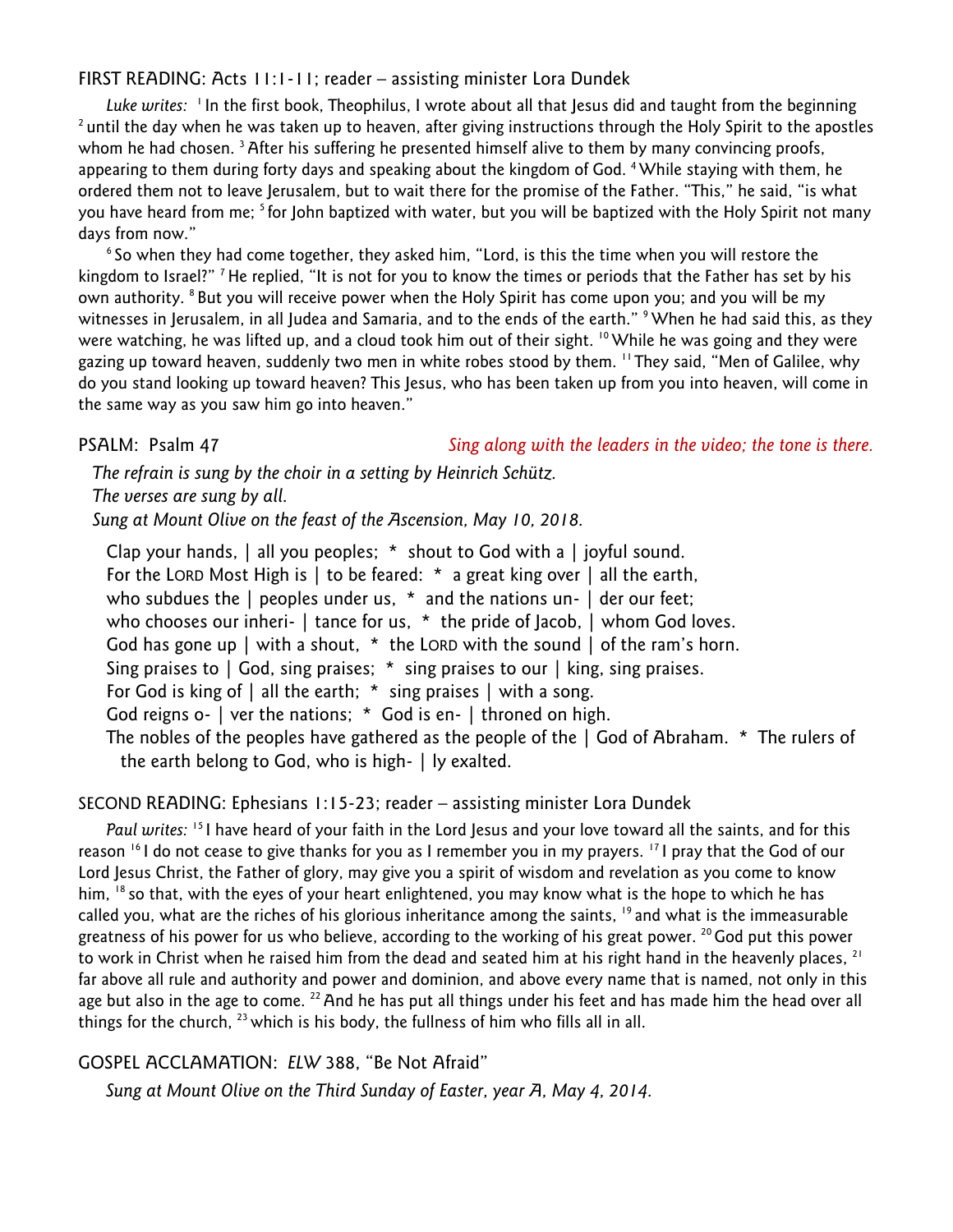FIRST READING: Acts 11:1-11; reader – assisting minister Lora Dundek

*Luke writes:* [1] In the first book, Theophilus, I wrote about all that Jesus did and taught from the beginning [2] until the day when he was taken up to heaven, after giving instructions through the Holy Spirit to the apostles whom he had chosen. [3] After his suffering he presented himself alive to them by many convincing proofs, appearing to them during forty days and speaking about the kingdom of God. [4] While staying with them, he ordered them not to leave Jerusalem, but to wait there for the promise of the Father. "This," he said, "is what you have heard from me; [5] for John baptized with water, but you will be baptized with the Holy Spirit not many days from now."

[6] So when they had come together, they asked him, "Lord, is this the time when you will restore the kingdom to Israel?" [7] He replied, "It is not for you to know the times or periods that the Father has set by his own authority. [8] But you will receive power when the Holy Spirit has come upon you; and you will be my witnesses in Jerusalem, in all Judea and Samaria, and to the ends of the earth." [9] When he had said this, as they were watching, he was lifted up, and a cloud took him out of their sight. [10] While he was going and they were gazing up toward heaven, suddenly two men in white robes stood by them. [11] They said, "Men of Galilee, why do you stand looking up toward heaven? This Jesus, who has been taken up from you into heaven, will come in the same way as you saw him go into heaven."

PSALM: Psalm 47 *Sing along with the leaders in the video; the tone is there.*

*The refrain is sung by the choir in a setting by Heinrich Schütz.*
*The verses are sung by all.*
*Sung at Mount Olive on the feast of the Ascension, May 10, 2018.*

Clap your hands, | all you peoples; * shout to God with a | joyful sound.
For the LORD Most High is | to be feared: * a great king over | all the earth,
who subdues the | peoples under us, * and the nations un- | der our feet;
who chooses our inheri- | tance for us, * the pride of Jacob, | whom God loves.
God has gone up | with a shout, * the LORD with the sound | of the ram's horn.
Sing praises to | God, sing praises; * sing praises to our | king, sing praises.
For God is king of | all the earth; * sing praises | with a song.
God reigns o- | ver the nations; * God is en- | throned on high.
The nobles of the peoples have gathered as the people of the | God of Abraham. * The rulers of the earth belong to God, who is high- | ly exalted.

SECOND READING: Ephesians 1:15-23; reader – assisting minister Lora Dundek

*Paul writes:* [15] I have heard of your faith in the Lord Jesus and your love toward all the saints, and for this reason [16] I do not cease to give thanks for you as I remember you in my prayers. [17] I pray that the God of our Lord Jesus Christ, the Father of glory, may give you a spirit of wisdom and revelation as you come to know him, [18] so that, with the eyes of your heart enlightened, you may know what is the hope to which he has called you, what are the riches of his glorious inheritance among the saints, [19] and what is the immeasurable greatness of his power for us who believe, according to the working of his great power. [20] God put this power to work in Christ when he raised him from the dead and seated him at his right hand in the heavenly places, [21] far above all rule and authority and power and dominion, and above every name that is named, not only in this age but also in the age to come. [22] And he has put all things under his feet and has made him the head over all things for the church, [23] which is his body, the fullness of him who fills all in all.

GOSPEL ACCLAMATION: *ELW* 388, "Be Not Afraid"

*Sung at Mount Olive on the Third Sunday of Easter, year A, May 4, 2014.*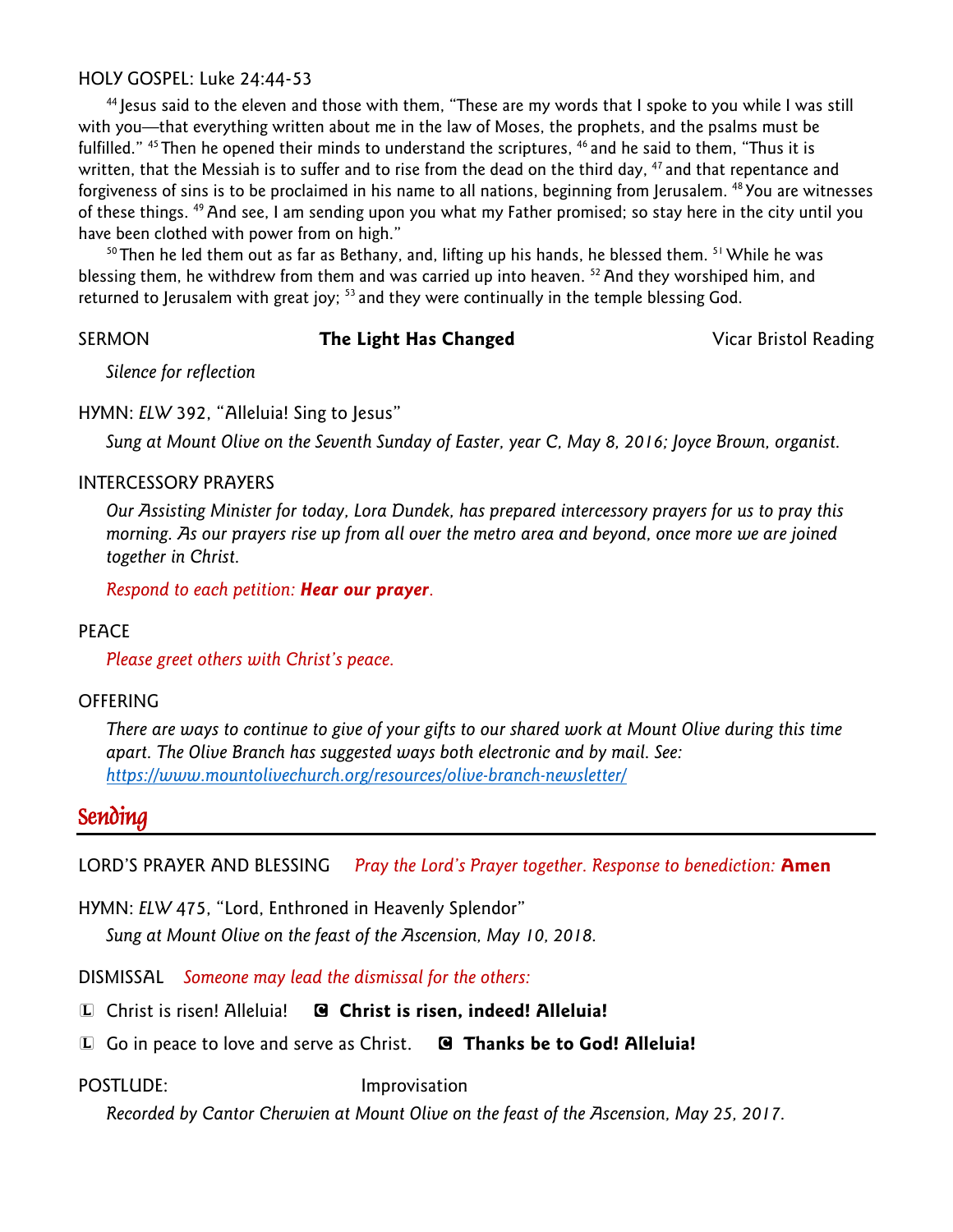HOLY GOSPEL: Luke 24:44-53

[44] Jesus said to the eleven and those with them, "These are my words that I spoke to you while I was still with you—that everything written about me in the law of Moses, the prophets, and the psalms must be fulfilled." [45] Then he opened their minds to understand the scriptures, [46] and he said to them, "Thus it is written, that the Messiah is to suffer and to rise from the dead on the third day, [47] and that repentance and forgiveness of sins is to be proclaimed in his name to all nations, beginning from Jerusalem. [48] You are witnesses of these things. [49] And see, I am sending upon you what my Father promised; so stay here in the city until you have been clothed with power from on high."

[50] Then he led them out as far as Bethany, and, lifting up his hands, he blessed them. [51] While he was blessing them, he withdrew from them and was carried up into heaven. [52] And they worshiped him, and returned to Jerusalem with great joy; [53] and they were continually in the temple blessing God.

SERMON **The Light Has Changed** Vicar Bristol Reading

*Silence for reflection*

HYMN: *ELW* 392, "Alleluia! Sing to Jesus"

*Sung at Mount Olive on the Seventh Sunday of Easter, year C, May 8, 2016; Joyce Brown, organist.*

INTERCESSORY PRAYERS

*Our Assisting Minister for today, Lora Dundek, has prepared intercessory prayers for us to pray this morning. As our prayers rise up from all over the metro area and beyond, once more we are joined together in Christ.*

*Respond to each petition:* ***Hear our prayer****.*

PEACE

*Please greet others with Christ's peace.*

OFFERING

*There are ways to continue to give of your gifts to our shared work at Mount Olive during this time apart. The Olive Branch has suggested ways both electronic and by mail. See: https://www.mountolivechurch.org/resources/olive-branch-newsletter/*

## Sending

LORD'S PRAYER AND BLESSING *Pray the Lord's Prayer together. Response to benediction:* **Amen**

HYMN: *ELW* 475, "Lord, Enthroned in Heavenly Splendor"

*Sung at Mount Olive on the feast of the Ascension, May 10, 2018.*

DISMISSAL *Someone may lead the dismissal for the others:*

L Christ is risen! Alleluia! C **Christ is risen, indeed! Alleluia!**

L Go in peace to love and serve as Christ. C **Thanks be to God! Alleluia!**

POSTLUDE: Improvisation

*Recorded by Cantor Cherwien at Mount Olive on the feast of the Ascension, May 25, 2017.*